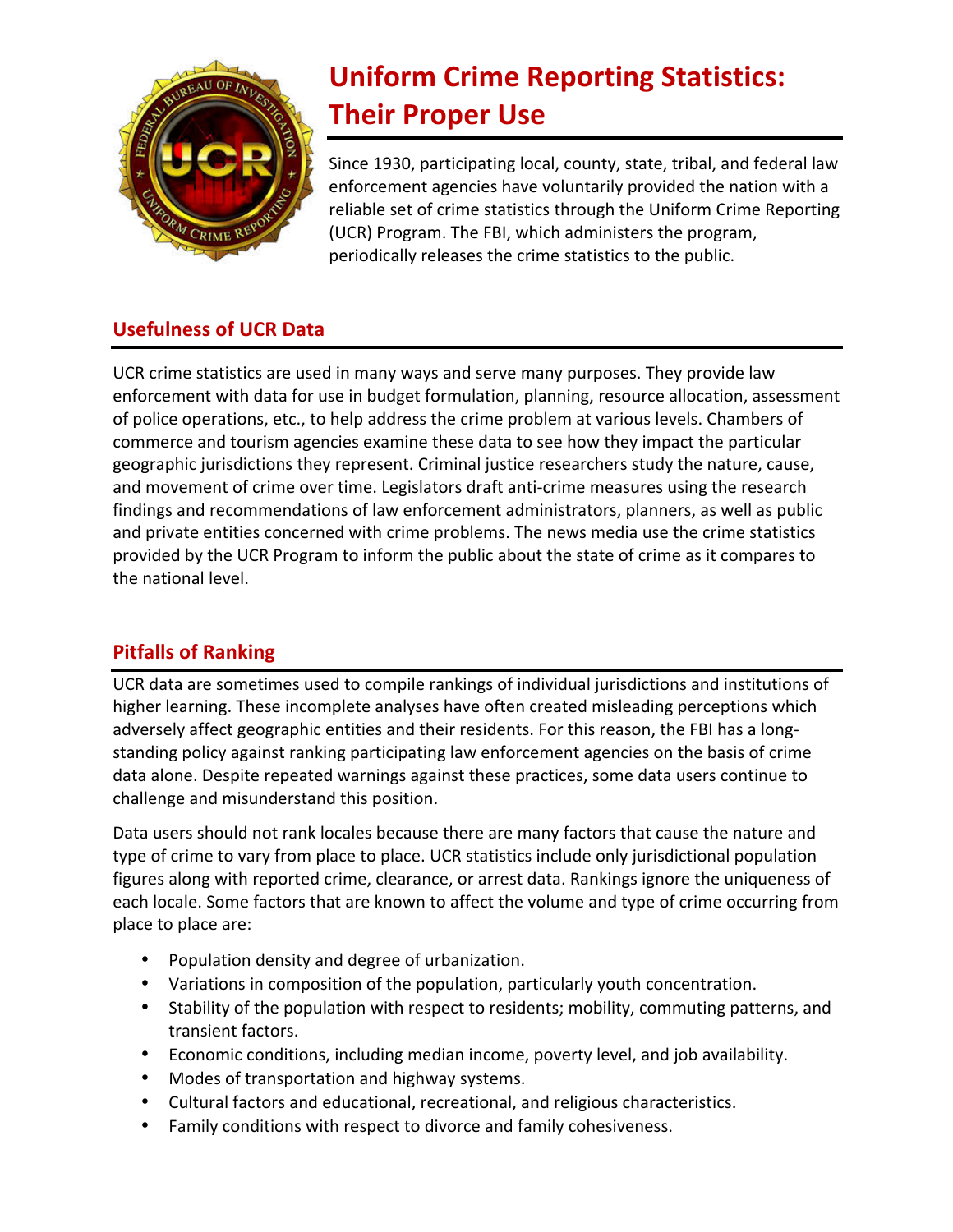# Uniform Crime Reporting Statistics: Their Proper Use

Since 1930, participating local, county, state, tribal, and federal law enforcement agencies have voluntarily provided the nation with a reliable set of crime statistics through the Uniform Crime Reporting (UCR) Program. The FBI, which administers the program, periodically releases the crime statistics to the public.

## Usefulness of UCR Data

UCR crime statistics are used in many ways and serve many purposes. They provide law enforcement with data for use in budget formulation, planning, resource allocation, assessment of police operations, etc., to help address the crime problem at various levels. Chambers of commerce and tourism agencies examine these data to see how they impact the particular geographic jurisdictions they represent. Criminal justice researchers study the nature, cause, and movement of crime over time. Legislators draft anti-crime measures using the research findings and recommendations of law enforcement administrators, planners, as well as public and private entities concerned with crime problems. The news media use the crime statistics provided by the UCR Program to inform the public about the state of crime as it compares to the national level.

## Pitfalls of Ranking

UCR data are sometimes used to compile rankings of individual jurisdictions and institutions of higher learning. These incomplete analyses have often created misleading perceptions which adversely affect geographic entities and their residents. For this reason, the FBI has a long-standing policy against ranking participating law enforcement agencies on the basis of crime data alone. Despite repeated warnings against these practices, some data users continue to challenge and misunderstand this position.

Data users should not rank locales because there are many factors that cause the nature and type of crime to vary from place to place. UCR statistics include only jurisdictional population figures along with reported crime, clearance, or arrest data. Rankings ignore the uniqueness of each locale. Some factors that are known to affect the volume and type of crime occurring from place to place are:

- Population density and degree of urbanization.
- Variations in composition of the population, particularly youth concentration.
- Stability of the population with respect to residents; mobility, commuting patterns, and transient factors.
- Economic conditions, including median income, poverty level, and job availability.
- Modes of transportation and highway systems.
- Cultural factors and educational, recreational, and religious characteristics.
- Family conditions with respect to divorce and family cohesiveness.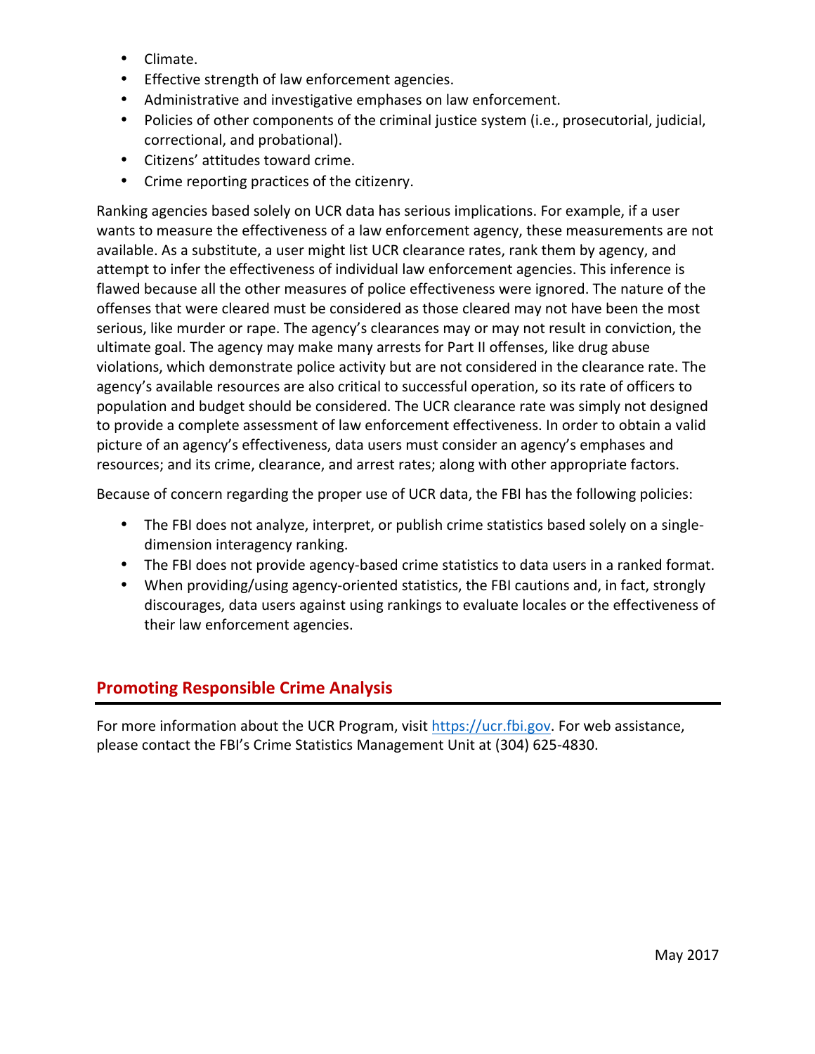- Climate.
- Effective strength of law enforcement agencies.
- Administrative and investigative emphases on law enforcement.
- Policies of other components of the criminal justice system (i.e., prosecutorial, judicial, correctional, and probational).
- Citizens' attitudes toward crime.
- Crime reporting practices of the citizenry.

Ranking agencies based solely on UCR data has serious implications. For example, if a user wants to measure the effectiveness of a law enforcement agency, these measurements are not available. As a substitute, a user might list UCR clearance rates, rank them by agency, and attempt to infer the effectiveness of individual law enforcement agencies. This inference is flawed because all the other measures of police effectiveness were ignored. The nature of the offenses that were cleared must be considered as those cleared may not have been the most serious, like murder or rape. The agency's clearances may or may not result in conviction, the ultimate goal. The agency may make many arrests for Part II offenses, like drug abuse violations, which demonstrate police activity but are not considered in the clearance rate. The agency's available resources are also critical to successful operation, so its rate of officers to population and budget should be considered. The UCR clearance rate was simply not designed to provide a complete assessment of law enforcement effectiveness. In order to obtain a valid picture of an agency's effectiveness, data users must consider an agency's emphases and resources; and its crime, clearance, and arrest rates; along with other appropriate factors.

Because of concern regarding the proper use of UCR data, the FBI has the following policies:

- The FBI does not analyze, interpret, or publish crime statistics based solely on a single-dimension interagency ranking.
- The FBI does not provide agency-based crime statistics to data users in a ranked format.
- When providing/using agency-oriented statistics, the FBI cautions and, in fact, strongly discourages, data users against using rankings to evaluate locales or the effectiveness of their law enforcement agencies.

## Promoting Responsible Crime Analysis

For more information about the UCR Program, visit https://ucr.fbi.gov. For web assistance, please contact the FBI's Crime Statistics Management Unit at (304) 625-4830.

May 2017